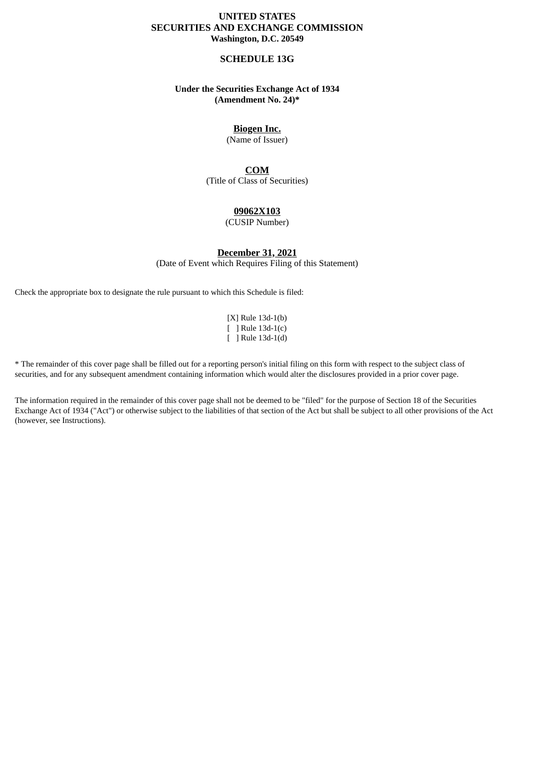**UNITED STATES**
**SECURITIES AND EXCHANGE COMMISSION**
**Washington, D.C. 20549**

# SCHEDULE 13G

**Under the Securities Exchange Act of 1934**
**(Amendment No. 24)***

**Biogen Inc.**
(Name of Issuer)

**COM**
(Title of Class of Securities)

**09062X103**
(CUSIP Number)

**December 31, 2021**
(Date of Event which Requires Filing of this Statement)

Check the appropriate box to designate the rule pursuant to which this Schedule is filed:

[X] Rule 13d-1(b)
[ ] Rule 13d-1(c)
[ ] Rule 13d-1(d)

* The remainder of this cover page shall be filled out for a reporting person's initial filing on this form with respect to the subject class of securities, and for any subsequent amendment containing information which would alter the disclosures provided in a prior cover page.

The information required in the remainder of this cover page shall not be deemed to be "filed" for the purpose of Section 18 of the Securities Exchange Act of 1934 ("Act") or otherwise subject to the liabilities of that section of the Act but shall be subject to all other provisions of the Act (however, see Instructions).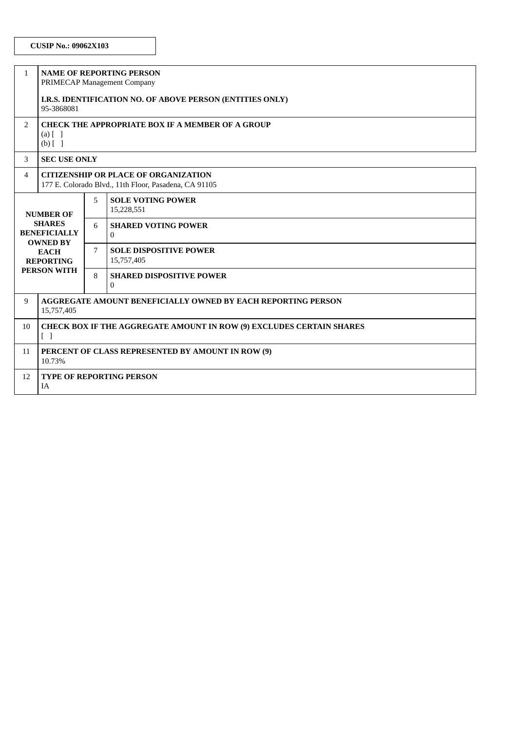**CUSIP No.: 09062X103**

| | | | |
|---|---|---|---|
| 1 | **NAME OF REPORTING PERSON**<br>PRIMECAP Management Company<br><br>**I.R.S. IDENTIFICATION NO. OF ABOVE PERSON (ENTITIES ONLY)**<br>95-3868081 | | |
| 2 | **CHECK THE APPROPRIATE BOX IF A MEMBER OF A GROUP**<br>(a) [ ]<br>(b) [ ] | | |
| 3 | **SEC USE ONLY** | | |
| 4 | **CITIZENSHIP OR PLACE OF ORGANIZATION**<br>177 E. Colorado Blvd., 11th Floor, Pasadena, CA 91105 | | |
| **NUMBER OF SHARES BENEFICIALLY OWNED BY EACH REPORTING PERSON WITH** | 5 | **SOLE VOTING POWER**<br>15,228,551 | |
| | 6 | **SHARED VOTING POWER**<br>0 | |
| | 7 | **SOLE DISPOSITIVE POWER**<br>15,757,405 | |
| | 8 | **SHARED DISPOSITIVE POWER**<br>0 | |
| 9 | **AGGREGATE AMOUNT BENEFICIALLY OWNED BY EACH REPORTING PERSON**<br>15,757,405 | | |
| 10 | **CHECK BOX IF THE AGGREGATE AMOUNT IN ROW (9) EXCLUDES CERTAIN SHARES**<br>[ ] | | |
| 11 | **PERCENT OF CLASS REPRESENTED BY AMOUNT IN ROW (9)**<br>10.73% | | |
| 12 | **TYPE OF REPORTING PERSON**<br>IA | | |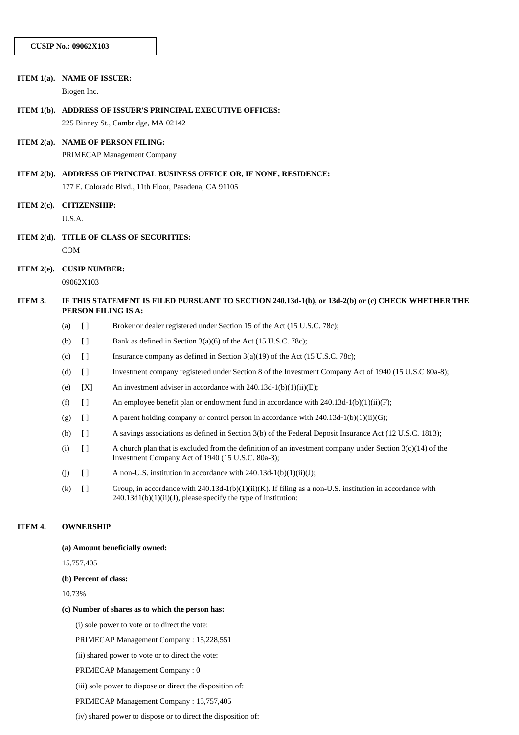**CUSIP No.: 09062X103**

**ITEM 1(a). NAME OF ISSUER:**

Biogen Inc.

**ITEM 1(b). ADDRESS OF ISSUER'S PRINCIPAL EXECUTIVE OFFICES:**

225 Binney St., Cambridge, MA 02142

**ITEM 2(a). NAME OF PERSON FILING:**

PRIMECAP Management Company

**ITEM 2(b). ADDRESS OF PRINCIPAL BUSINESS OFFICE OR, IF NONE, RESIDENCE:**

177 E. Colorado Blvd., 11th Floor, Pasadena, CA 91105

**ITEM 2(c). CITIZENSHIP:**

U.S.A.

**ITEM 2(d). TITLE OF CLASS OF SECURITIES:**

COM

**ITEM 2(e). CUSIP NUMBER:**

09062X103

**ITEM 3. IF THIS STATEMENT IS FILED PURSUANT TO SECTION 240.13d-1(b), or 13d-2(b) or (c) CHECK WHETHER THE PERSON FILING IS A:**

(a) [ ] Broker or dealer registered under Section 15 of the Act (15 U.S.C. 78c);

(b) [ ] Bank as defined in Section 3(a)(6) of the Act (15 U.S.C. 78c);

(c) [ ] Insurance company as defined in Section 3(a)(19) of the Act (15 U.S.C. 78c);

(d) [ ] Investment company registered under Section 8 of the Investment Company Act of 1940 (15 U.S.C 80a-8);

(e) [X] An investment adviser in accordance with 240.13d-1(b)(1)(ii)(E);

(f) [ ] An employee benefit plan or endowment fund in accordance with 240.13d-1(b)(1)(ii)(F);

(g) [ ] A parent holding company or control person in accordance with 240.13d-1(b)(1)(ii)(G);

(h) [ ] A savings associations as defined in Section 3(b) of the Federal Deposit Insurance Act (12 U.S.C. 1813);

(i) [ ] A church plan that is excluded from the definition of an investment company under Section 3(c)(14) of the Investment Company Act of 1940 (15 U.S.C. 80a-3);

(j) [ ] A non-U.S. institution in accordance with 240.13d-1(b)(1)(ii)(J);

(k) [ ] Group, in accordance with 240.13d-1(b)(1)(ii)(K). If filing as a non-U.S. institution in accordance with 240.13d1(b)(1)(ii)(J), please specify the type of institution:

**ITEM 4. OWNERSHIP**

**(a) Amount beneficially owned:**

15,757,405

**(b) Percent of class:**

10.73%

**(c) Number of shares as to which the person has:**

(i) sole power to vote or to direct the vote:

PRIMECAP Management Company : 15,228,551

(ii) shared power to vote or to direct the vote:

PRIMECAP Management Company : 0

(iii) sole power to dispose or direct the disposition of:

PRIMECAP Management Company : 15,757,405

(iv) shared power to dispose or to direct the disposition of: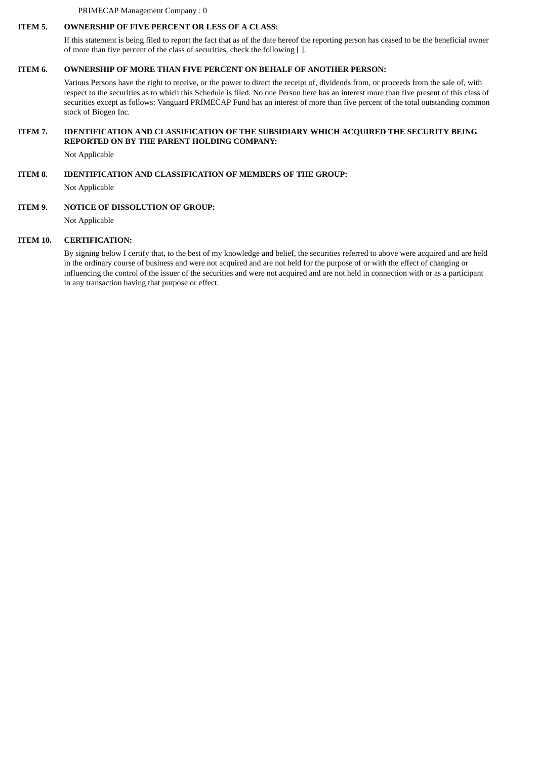PRIMECAP Management Company : 0

**ITEM 5. OWNERSHIP OF FIVE PERCENT OR LESS OF A CLASS:**

If this statement is being filed to report the fact that as of the date hereof the reporting person has ceased to be the beneficial owner of more than five percent of the class of securities, check the following [ ].

**ITEM 6. OWNERSHIP OF MORE THAN FIVE PERCENT ON BEHALF OF ANOTHER PERSON:**

Various Persons have the right to receive, or the power to direct the receipt of, dividends from, or proceeds from the sale of, with respect to the securities as to which this Schedule is filed. No one Person here has an interest more than five present of this class of securities except as follows: Vanguard PRIMECAP Fund has an interest of more than five percent of the total outstanding common stock of Biogen Inc.

**ITEM 7. IDENTIFICATION AND CLASSIFICATION OF THE SUBSIDIARY WHICH ACQUIRED THE SECURITY BEING REPORTED ON BY THE PARENT HOLDING COMPANY:**

Not Applicable

**ITEM 8. IDENTIFICATION AND CLASSIFICATION OF MEMBERS OF THE GROUP:**

Not Applicable

**ITEM 9. NOTICE OF DISSOLUTION OF GROUP:**

Not Applicable

**ITEM 10. CERTIFICATION:**

By signing below I certify that, to the best of my knowledge and belief, the securities referred to above were acquired and are held in the ordinary course of business and were not acquired and are not held for the purpose of or with the effect of changing or influencing the control of the issuer of the securities and were not acquired and are not held in connection with or as a participant in any transaction having that purpose or effect.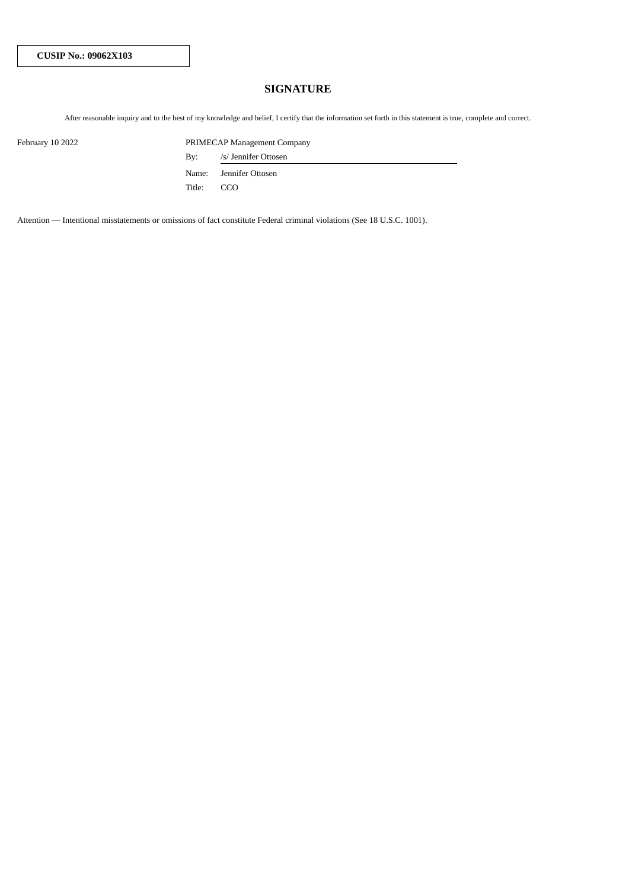**CUSIP No.: 09062X103**

## SIGNATURE

After reasonable inquiry and to the best of my knowledge and belief, I certify that the information set forth in this statement is true, complete and correct.

| | | |
|---|---|---|
| February 10 2022 | PRIMECAP Management Company | |
| | By: | /s/ Jennifer Ottosen |
| | Name: | Jennifer Ottosen |
| | Title: | CCO |

Attention — Intentional misstatements or omissions of fact constitute Federal criminal violations (See 18 U.S.C. 1001).